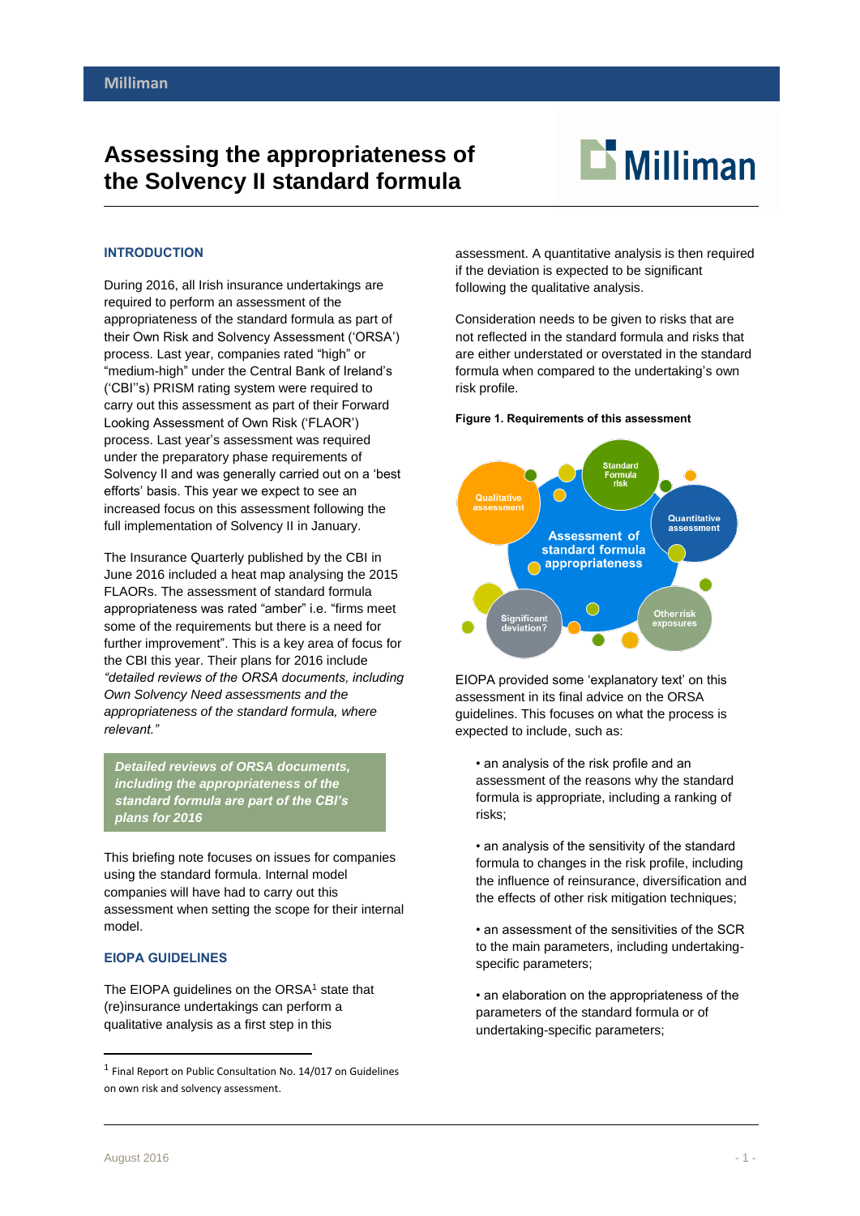# Assessing the appropriateness of the Solvency II standard formula

## INTRODUCTION

During 2016, all Irish insurance undertakings are required to perform an assessment of the appropriateness of the standard formula as part of their Own Risk and Solvency Assessment ('ORSA') process. Last year, companies rated "high" or "medium-high" under the Central Bank of Ireland's ('CBI''s) PRISM rating system were required to carry out this assessment as part of their Forward Looking Assessment of Own Risk ('FLAOR') process. Last year's assessment was required under the preparatory phase requirements of Solvency II and was generally carried out on a 'best efforts' basis. This year we expect to see an increased focus on this assessment following the full implementation of Solvency II in January.

The Insurance Quarterly published by the CBI in June 2016 included a heat map analysing the 2015 FLAORs. The assessment of standard formula appropriateness was rated "amber" i.e. "firms meet some of the requirements but there is a need for further improvement". This is a key area of focus for the CBI this year. Their plans for 2016 include *"detailed reviews of the ORSA documents, including Own Solvency Need assessments and the appropriateness of the standard formula, where relevant."*

> ***Detailed reviews of ORSA documents, including the appropriateness of the standard formula are part of the CBI's plans for 2016***

This briefing note focuses on issues for companies using the standard formula. Internal model companies will have had to carry out this assessment when setting the scope for their internal model.

## EIOPA GUIDELINES

The EIOPA guidelines on the ORSA[1] state that (re)insurance undertakings can perform a qualitative analysis as a first step in this assessment. A quantitative analysis is then required if the deviation is expected to be significant following the qualitative analysis.

Consideration needs to be given to risks that are not reflected in the standard formula and risks that are either understated or overstated in the standard formula when compared to the undertaking's own risk profile.

**Figure 1. Requirements of this assessment**

Assessment of standard formula appropriateness

- Qualitative assessment
- Standard Formula risk
- Quantitative assessment
- Other risk exposures
- Significant deviation?

EIOPA provided some 'explanatory text' on this assessment in its final advice on the ORSA guidelines. This focuses on what the process is expected to include, such as:

- an analysis of the risk profile and an assessment of the reasons why the standard formula is appropriate, including a ranking of risks;
- an analysis of the sensitivity of the standard formula to changes in the risk profile, including the influence of reinsurance, diversification and the effects of other risk mitigation techniques;
- an assessment of the sensitivities of the SCR to the main parameters, including undertaking-specific parameters;
- an elaboration on the appropriateness of the parameters of the standard formula or of undertaking-specific parameters;

[1] Final Report on Public Consultation No. 14/017 on Guidelines on own risk and solvency assessment.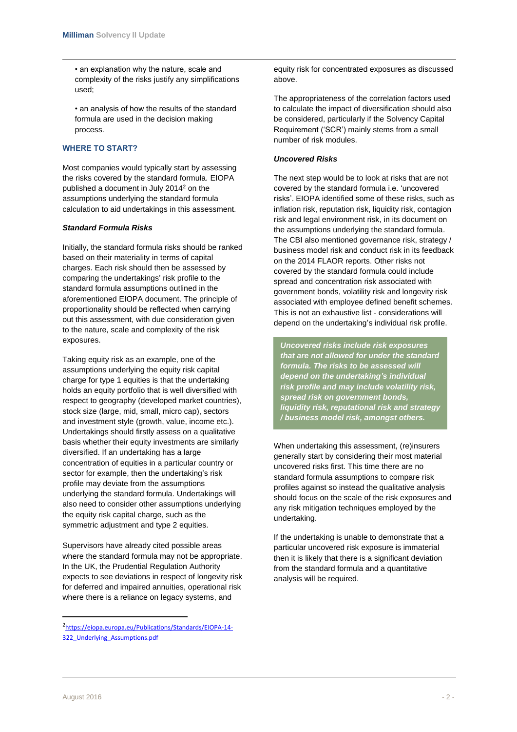- an explanation why the nature, scale and complexity of the risks justify any simplifications used;
- an analysis of how the results of the standard formula are used in the decision making process.

## WHERE TO START?

Most companies would typically start by assessing the risks covered by the standard formula. EIOPA published a document in July 2014[2] on the assumptions underlying the standard formula calculation to aid undertakings in this assessment.

### *Standard Formula Risks*

Initially, the standard formula risks should be ranked based on their materiality in terms of capital charges. Each risk should then be assessed by comparing the undertakings' risk profile to the standard formula assumptions outlined in the aforementioned EIOPA document. The principle of proportionality should be reflected when carrying out this assessment, with due consideration given to the nature, scale and complexity of the risk exposures.

Taking equity risk as an example, one of the assumptions underlying the equity risk capital charge for type 1 equities is that the undertaking holds an equity portfolio that is well diversified with respect to geography (developed market countries), stock size (large, mid, small, micro cap), sectors and investment style (growth, value, income etc.). Undertakings should firstly assess on a qualitative basis whether their equity investments are similarly diversified. If an undertaking has a large concentration of equities in a particular country or sector for example, then the undertaking's risk profile may deviate from the assumptions underlying the standard formula. Undertakings will also need to consider other assumptions underlying the equity risk capital charge, such as the symmetric adjustment and type 2 equities.

Supervisors have already cited possible areas where the standard formula may not be appropriate. In the UK, the Prudential Regulation Authority expects to see deviations in respect of longevity risk for deferred and impaired annuities, operational risk where there is a reliance on legacy systems, and equity risk for concentrated exposures as discussed above.

The appropriateness of the correlation factors used to calculate the impact of diversification should also be considered, particularly if the Solvency Capital Requirement ('SCR') mainly stems from a small number of risk modules.

### *Uncovered Risks*

The next step would be to look at risks that are not covered by the standard formula i.e. 'uncovered risks'. EIOPA identified some of these risks, such as inflation risk, reputation risk, liquidity risk, contagion risk and legal environment risk, in its document on the assumptions underlying the standard formula. The CBI also mentioned governance risk, strategy / business model risk and conduct risk in its feedback on the 2014 FLAOR reports. Other risks not covered by the standard formula could include spread and concentration risk associated with government bonds, volatility risk and longevity risk associated with employee defined benefit schemes. This is not an exhaustive list - considerations will depend on the undertaking's individual risk profile.

> ***Uncovered risks include risk exposures that are not allowed for under the standard formula. The risks to be assessed will depend on the undertaking's individual risk profile and may include volatility risk, spread risk on government bonds, liquidity risk, reputational risk and strategy / business model risk, amongst others.***

When undertaking this assessment, (re)insurers generally start by considering their most material uncovered risks first. This time there are no standard formula assumptions to compare risk profiles against so instead the qualitative analysis should focus on the scale of the risk exposures and any risk mitigation techniques employed by the undertaking.

If the undertaking is unable to demonstrate that a particular uncovered risk exposure is immaterial then it is likely that there is a significant deviation from the standard formula and a quantitative analysis will be required.

---

[2] https://eiopa.europa.eu/Publications/Standards/EIOPA-14-322_Underlying_Assumptions.pdf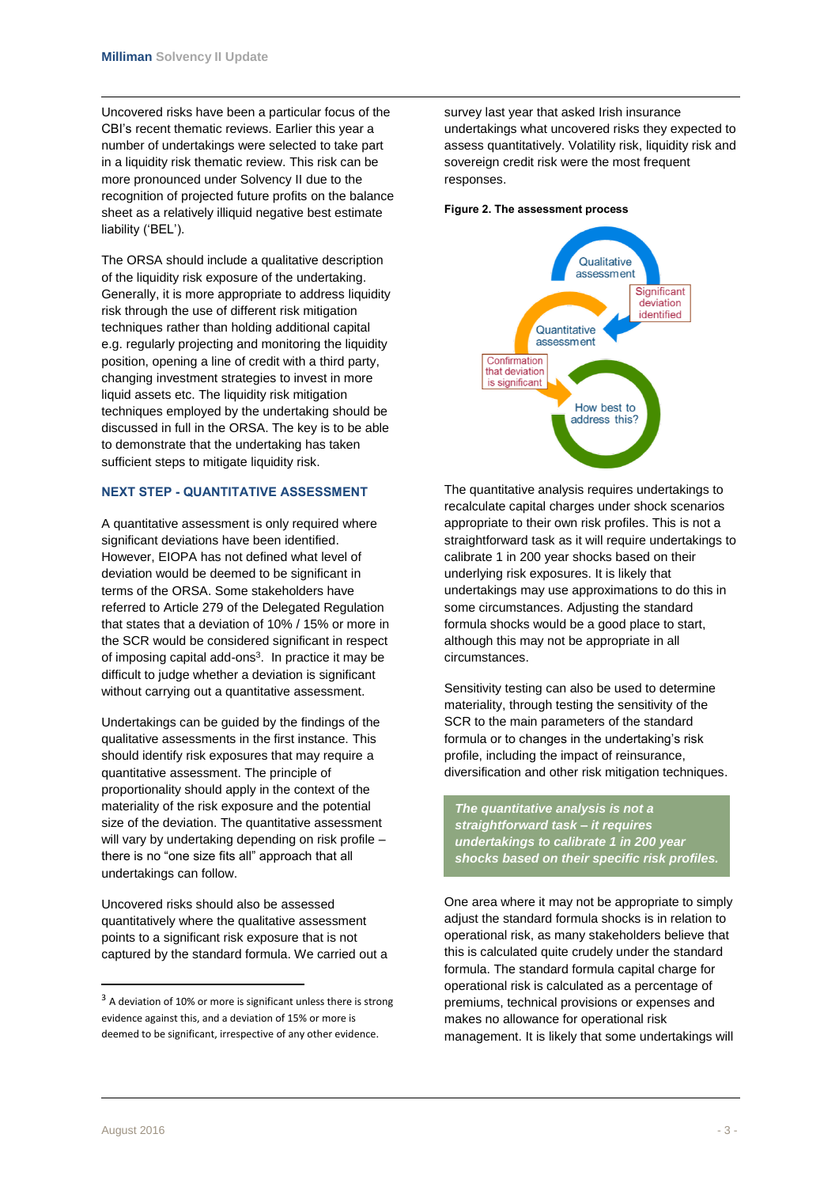Uncovered risks have been a particular focus of the CBI's recent thematic reviews. Earlier this year a number of undertakings were selected to take part in a liquidity risk thematic review. This risk can be more pronounced under Solvency II due to the recognition of projected future profits on the balance sheet as a relatively illiquid negative best estimate liability ('BEL').

The ORSA should include a qualitative description of the liquidity risk exposure of the undertaking. Generally, it is more appropriate to address liquidity risk through the use of different risk mitigation techniques rather than holding additional capital e.g. regularly projecting and monitoring the liquidity position, opening a line of credit with a third party, changing investment strategies to invest in more liquid assets etc. The liquidity risk mitigation techniques employed by the undertaking should be discussed in full in the ORSA. The key is to be able to demonstrate that the undertaking has taken sufficient steps to mitigate liquidity risk.

## NEXT STEP - QUANTITATIVE ASSESSMENT

A quantitative assessment is only required where significant deviations have been identified. However, EIOPA has not defined what level of deviation would be deemed to be significant in terms of the ORSA. Some stakeholders have referred to Article 279 of the Delegated Regulation that states that a deviation of 10% / 15% or more in the SCR would be considered significant in respect of imposing capital add-ons[3]. In practice it may be difficult to judge whether a deviation is significant without carrying out a quantitative assessment.

Undertakings can be guided by the findings of the qualitative assessments in the first instance. This should identify risk exposures that may require a quantitative assessment. The principle of proportionality should apply in the context of the materiality of the risk exposure and the potential size of the deviation. The quantitative assessment will vary by undertaking depending on risk profile – there is no "one size fits all" approach that all undertakings can follow.

Uncovered risks should also be assessed quantitatively where the qualitative assessment points to a significant risk exposure that is not captured by the standard formula. We carried out a survey last year that asked Irish insurance undertakings what uncovered risks they expected to assess quantitatively. Volatility risk, liquidity risk and sovereign credit risk were the most frequent responses.

**Figure 2. The assessment process**

Qualitative assessment → Significant deviation identified → Quantitative assessment → Confirmation that deviation is significant → How best to address this?

The quantitative analysis requires undertakings to recalculate capital charges under shock scenarios appropriate to their own risk profiles. This is not a straightforward task as it will require undertakings to calibrate 1 in 200 year shocks based on their underlying risk exposures. It is likely that undertakings may use approximations to do this in some circumstances. Adjusting the standard formula shocks would be a good place to start, although this may not be appropriate in all circumstances.

Sensitivity testing can also be used to determine materiality, through testing the sensitivity of the SCR to the main parameters of the standard formula or to changes in the undertaking's risk profile, including the impact of reinsurance, diversification and other risk mitigation techniques.

> ***The quantitative analysis is not a straightforward task – it requires undertakings to calibrate 1 in 200 year shocks based on their specific risk profiles.***

One area where it may not be appropriate to simply adjust the standard formula shocks is in relation to operational risk, as many stakeholders believe that this is calculated quite crudely under the standard formula. The standard formula capital charge for operational risk is calculated as a percentage of premiums, technical provisions or expenses and makes no allowance for operational risk management. It is likely that some undertakings will

[3] A deviation of 10% or more is significant unless there is strong evidence against this, and a deviation of 15% or more is deemed to be significant, irrespective of any other evidence.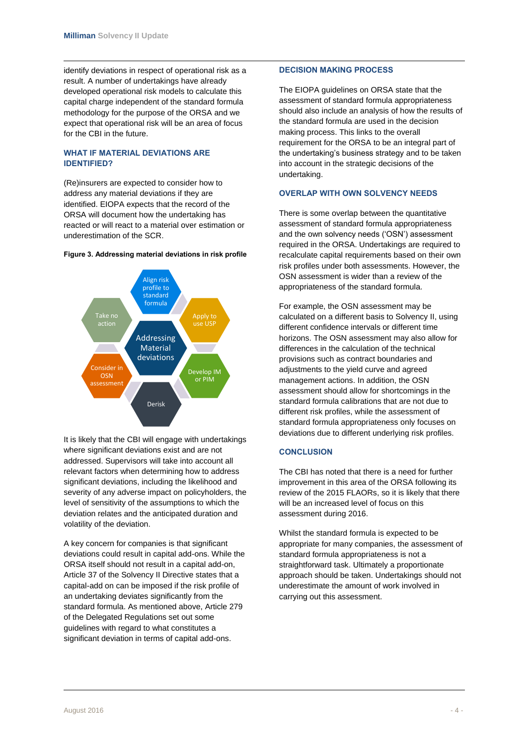identify deviations in respect of operational risk as a result. A number of undertakings have already developed operational risk models to calculate this capital charge independent of the standard formula methodology for the purpose of the ORSA and we expect that operational risk will be an area of focus for the CBI in the future.

## WHAT IF MATERIAL DEVIATIONS ARE IDENTIFIED?

(Re)insurers are expected to consider how to address any material deviations if they are identified. EIOPA expects that the record of the ORSA will document how the undertaking has reacted or will react to a material over estimation or underestimation of the SCR.

**Figure 3. Addressing material deviations in risk profile**

Addressing Material deviations

- Align risk profile to standard formula
- Apply to use USP
- Develop IM or PIM
- Derisk
- Consider in OSN assessment
- Take no action

It is likely that the CBI will engage with undertakings where significant deviations exist and are not addressed. Supervisors will take into account all relevant factors when determining how to address significant deviations, including the likelihood and severity of any adverse impact on policyholders, the level of sensitivity of the assumptions to which the deviation relates and the anticipated duration and volatility of the deviation.

A key concern for companies is that significant deviations could result in capital add-ons. While the ORSA itself should not result in a capital add-on, Article 37 of the Solvency II Directive states that a capital-add on can be imposed if the risk profile of an undertaking deviates significantly from the standard formula. As mentioned above, Article 279 of the Delegated Regulations set out some guidelines with regard to what constitutes a significant deviation in terms of capital add-ons.

## DECISION MAKING PROCESS

The EIOPA guidelines on ORSA state that the assessment of standard formula appropriateness should also include an analysis of how the results of the standard formula are used in the decision making process. This links to the overall requirement for the ORSA to be an integral part of the undertaking's business strategy and to be taken into account in the strategic decisions of the undertaking.

## OVERLAP WITH OWN SOLVENCY NEEDS

There is some overlap between the quantitative assessment of standard formula appropriateness and the own solvency needs ('OSN') assessment required in the ORSA. Undertakings are required to recalculate capital requirements based on their own risk profiles under both assessments. However, the OSN assessment is wider than a review of the appropriateness of the standard formula.

For example, the OSN assessment may be calculated on a different basis to Solvency II, using different confidence intervals or different time horizons. The OSN assessment may also allow for differences in the calculation of the technical provisions such as contract boundaries and adjustments to the yield curve and agreed management actions. In addition, the OSN assessment should allow for shortcomings in the standard formula calibrations that are not due to different risk profiles, while the assessment of standard formula appropriateness only focuses on deviations due to different underlying risk profiles.

## CONCLUSION

The CBI has noted that there is a need for further improvement in this area of the ORSA following its review of the 2015 FLAORs, so it is likely that there will be an increased level of focus on this assessment during 2016.

Whilst the standard formula is expected to be appropriate for many companies, the assessment of standard formula appropriateness is not a straightforward task. Ultimately a proportionate approach should be taken. Undertakings should not underestimate the amount of work involved in carrying out this assessment.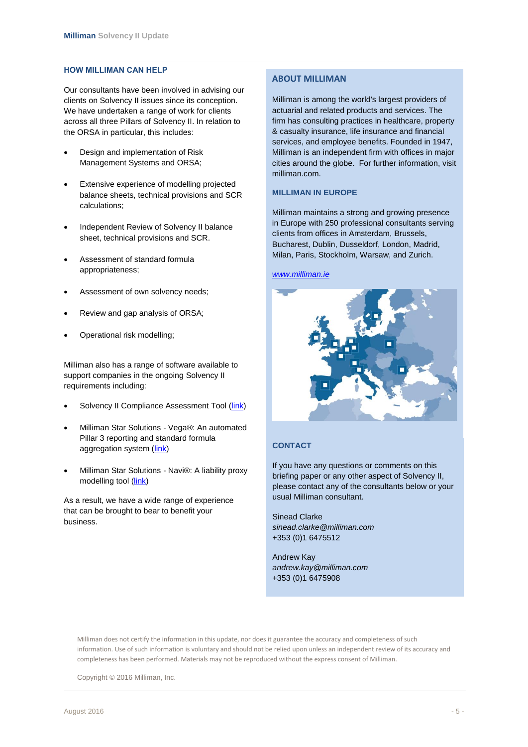## HOW MILLIMAN CAN HELP

Our consultants have been involved in advising our clients on Solvency II issues since its conception. We have undertaken a range of work for clients across all three Pillars of Solvency II. In relation to the ORSA in particular, this includes:

- Design and implementation of Risk Management Systems and ORSA;
- Extensive experience of modelling projected balance sheets, technical provisions and SCR calculations;
- Independent Review of Solvency II balance sheet, technical provisions and SCR.
- Assessment of standard formula appropriateness;
- Assessment of own solvency needs;
- Review and gap analysis of ORSA;
- Operational risk modelling;

Milliman also has a range of software available to support companies in the ongoing Solvency II requirements including:

- Solvency II Compliance Assessment Tool (link)
- Milliman Star Solutions - Vega®: An automated Pillar 3 reporting and standard formula aggregation system (link)
- Milliman Star Solutions - Navi®: A liability proxy modelling tool (link)

As a result, we have a wide range of experience that can be brought to bear to benefit your business.

## ABOUT MILLIMAN

Milliman is among the world's largest providers of actuarial and related products and services. The firm has consulting practices in healthcare, property & casualty insurance, life insurance and financial services, and employee benefits. Founded in 1947, Milliman is an independent firm with offices in major cities around the globe. For further information, visit milliman.com.

### MILLIMAN IN EUROPE

Milliman maintains a strong and growing presence in Europe with 250 professional consultants serving clients from offices in Amsterdam, Brussels, Bucharest, Dublin, Dusseldorf, London, Madrid, Milan, Paris, Stockholm, Warsaw, and Zurich.

*www.milliman.ie*

## CONTACT

If you have any questions or comments on this briefing paper or any other aspect of Solvency II, please contact any of the consultants below or your usual Milliman consultant.

Sinead Clarke
*sinead.clarke@milliman.com*
+353 (0)1 6475512

Andrew Kay
*andrew.kay@milliman.com*
+353 (0)1 6475908

Milliman does not certify the information in this update, nor does it guarantee the accuracy and completeness of such information. Use of such information is voluntary and should not be relied upon unless an independent review of its accuracy and completeness has been performed. Materials may not be reproduced without the express consent of Milliman.

Copyright © 2016 Milliman, Inc.